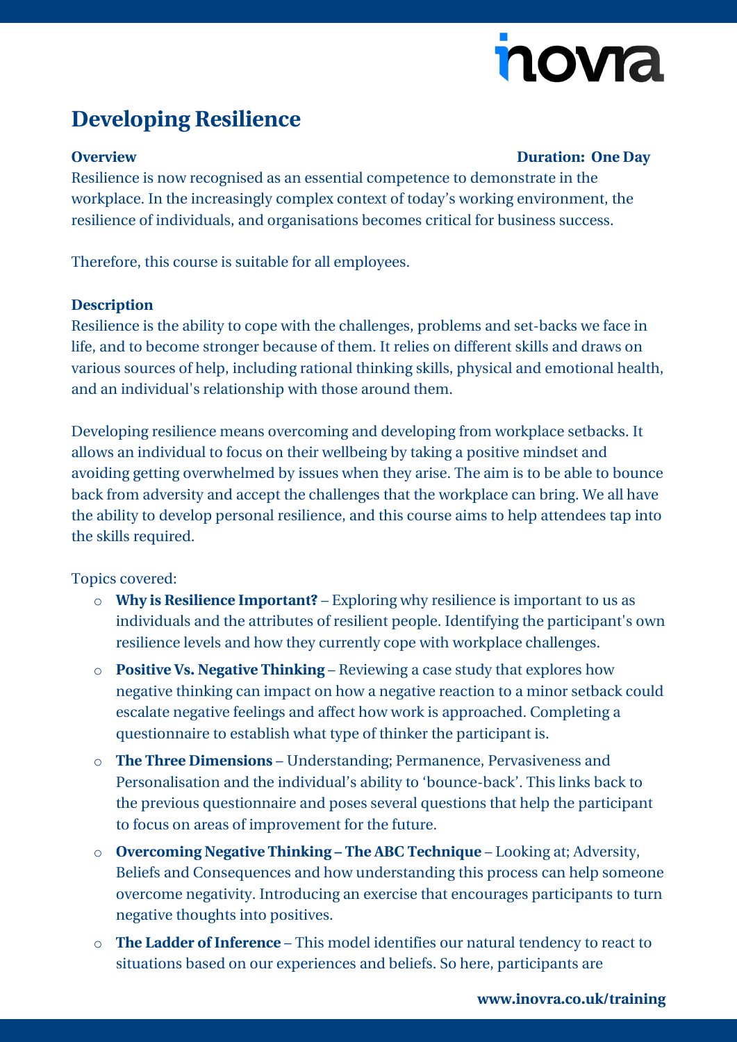# Developing Resilience

**Overview** **Duration: One Day**

Resilience is now recognised as an essential competence to demonstrate in the workplace. In the increasingly complex context of today's working environment, the resilience of individuals, and organisations becomes critical for business success.

Therefore, this course is suitable for all employees.

**Description**

Resilience is the ability to cope with the challenges, problems and set-backs we face in life, and to become stronger because of them. It relies on different skills and draws on various sources of help, including rational thinking skills, physical and emotional health, and an individual's relationship with those around them.

Developing resilience means overcoming and developing from workplace setbacks. It allows an individual to focus on their wellbeing by taking a positive mindset and avoiding getting overwhelmed by issues when they arise. The aim is to be able to bounce back from adversity and accept the challenges that the workplace can bring. We all have the ability to develop personal resilience, and this course aims to help attendees tap into the skills required.

Topics covered:

- **Why is Resilience Important?** – Exploring why resilience is important to us as individuals and the attributes of resilient people. Identifying the participant's own resilience levels and how they currently cope with workplace challenges.
- **Positive Vs. Negative Thinking** – Reviewing a case study that explores how negative thinking can impact on how a negative reaction to a minor setback could escalate negative feelings and affect how work is approached. Completing a questionnaire to establish what type of thinker the participant is.
- **The Three Dimensions** – Understanding; Permanence, Pervasiveness and Personalisation and the individual's ability to 'bounce-back'. This links back to the previous questionnaire and poses several questions that help the participant to focus on areas of improvement for the future.
- **Overcoming Negative Thinking – The ABC Technique** – Looking at; Adversity, Beliefs and Consequences and how understanding this process can help someone overcome negativity. Introducing an exercise that encourages participants to turn negative thoughts into positives.
- **The Ladder of Inference** – This model identifies our natural tendency to react to situations based on our experiences and beliefs. So here, participants are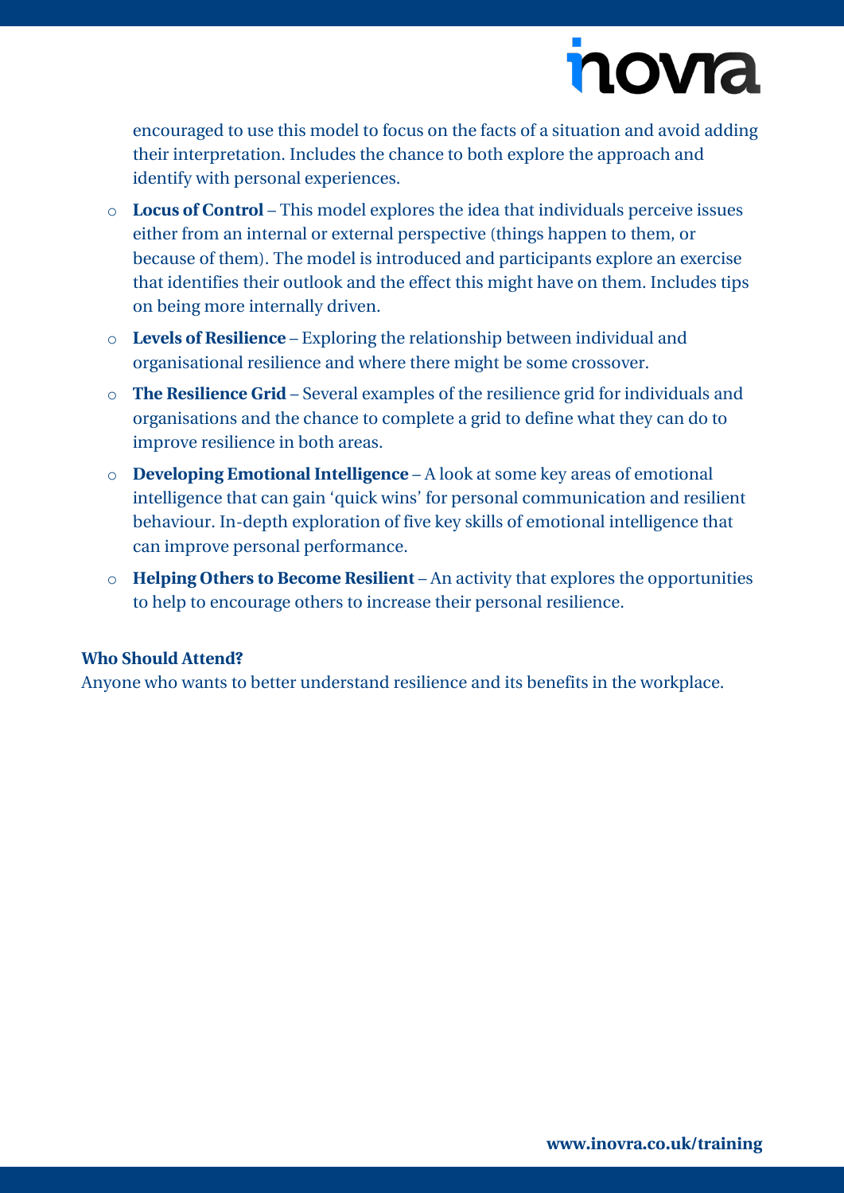encouraged to use this model to focus on the facts of a situation and avoid adding their interpretation. Includes the chance to both explore the approach and identify with personal experiences.

- **Locus of Control** – This model explores the idea that individuals perceive issues either from an internal or external perspective (things happen to them, or because of them). The model is introduced and participants explore an exercise that identifies their outlook and the effect this might have on them. Includes tips on being more internally driven.
- **Levels of Resilience** – Exploring the relationship between individual and organisational resilience and where there might be some crossover.
- **The Resilience Grid** – Several examples of the resilience grid for individuals and organisations and the chance to complete a grid to define what they can do to improve resilience in both areas.
- **Developing Emotional Intelligence** – A look at some key areas of emotional intelligence that can gain 'quick wins' for personal communication and resilient behaviour. In-depth exploration of five key skills of emotional intelligence that can improve personal performance.
- **Helping Others to Become Resilient** – An activity that explores the opportunities to help to encourage others to increase their personal resilience.

**Who Should Attend?**

Anyone who wants to better understand resilience and its benefits in the workplace.